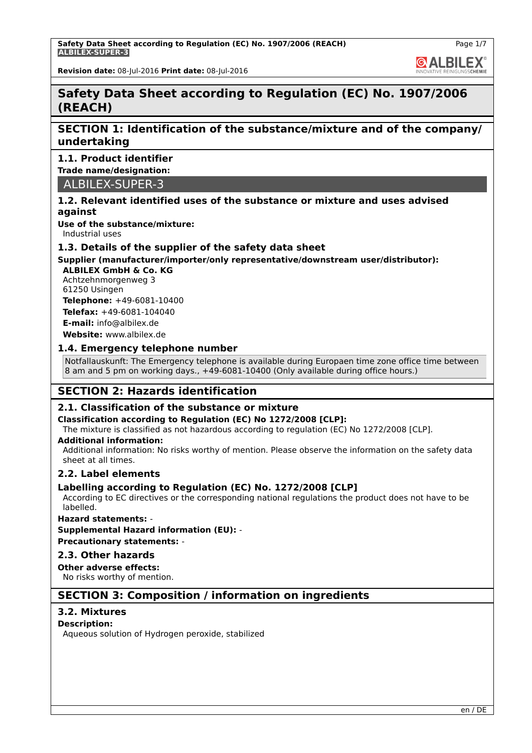# Safety Data Sheet according to Regulation (EC) No. 1907/2006 (REACH)

## SECTION 1: Identification of the substance/mixture and of the company/undertaking

### 1.1. Product identifier

**Trade name/designation:**

ALBILEX-SUPER-3

### 1.2. Relevant identified uses of the substance or mixture and uses advised against

**Use of the substance/mixture:**

Industrial uses

### 1.3. Details of the supplier of the safety data sheet

**Supplier (manufacturer/importer/only representative/downstream user/distributor):**

**ALBILEX GmbH & Co. KG**
Achtzehnmorgenweg 3
61250 Usingen
**Telephone:** +49-6081-10400
**Telefax:** +49-6081-104040
**E-mail:** info@albilex.de
**Website:** www.albilex.de

### 1.4. Emergency telephone number

Notfallauskunft: The Emergency telephone is available during Europaen time zone office time between 8 am and 5 pm on working days., +49-6081-10400 (Only available during office hours.)

## SECTION 2: Hazards identification

### 2.1. Classification of the substance or mixture

**Classification according to Regulation (EC) No 1272/2008 [CLP]:**

The mixture is classified as not hazardous according to regulation (EC) No 1272/2008 [CLP].

**Additional information:**

Additional information: No risks worthy of mention. Please observe the information on the safety data sheet at all times.

### 2.2. Label elements

**Labelling according to Regulation (EC) No. 1272/2008 [CLP]**

According to EC directives or the corresponding national regulations the product does not have to be labelled.

**Hazard statements:** -

**Supplemental Hazard information (EU):** -

**Precautionary statements:** -

### 2.3. Other hazards

**Other adverse effects:**

No risks worthy of mention.

## SECTION 3: Composition / information on ingredients

### 3.2. Mixtures

**Description:**

Aqueous solution of Hydrogen peroxide, stabilized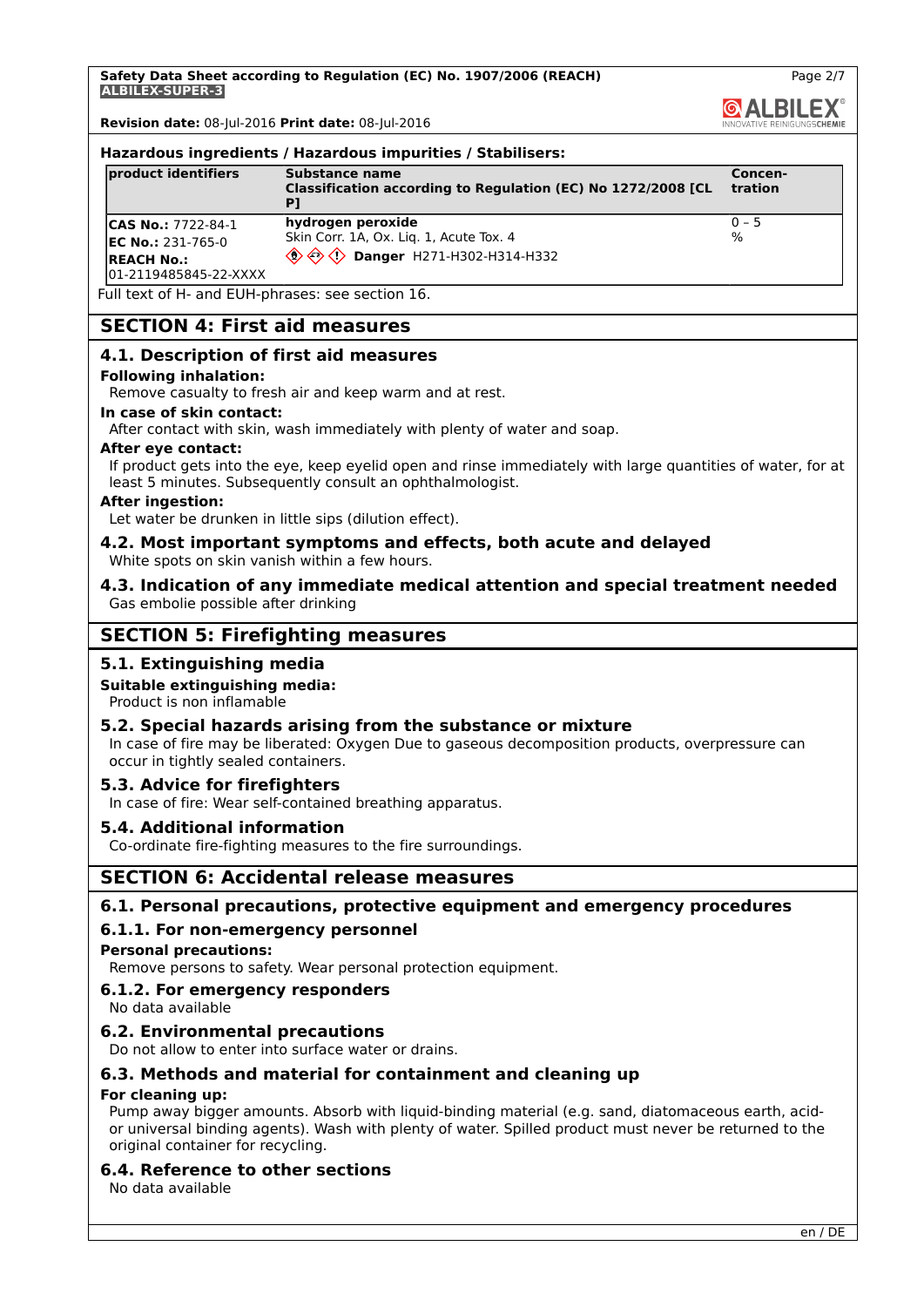**Hazardous ingredients / Hazardous impurities / Stabilisers:**

| product identifiers | Substance name<br>Classification according to Regulation (EC) No 1272/2008 [CLP] | Concentration |
|---|---|---|
| **CAS No.:** 7722-84-1<br>**EC No.:** 231-765-0<br>**REACH No.:** 01-2119485845-22-XXXX | **hydrogen peroxide**<br>Skin Corr. 1A, Ox. Liq. 1, Acute Tox. 4<br>**Danger** H271-H302-H314-H332 | 0 – 5 % |

Full text of H- and EUH-phrases: see section 16.

## SECTION 4: First aid measures

### 4.1. Description of first aid measures

**Following inhalation:**
Remove casualty to fresh air and keep warm and at rest.

**In case of skin contact:**
After contact with skin, wash immediately with plenty of water and soap.

**After eye contact:**
If product gets into the eye, keep eyelid open and rinse immediately with large quantities of water, for at least 5 minutes. Subsequently consult an ophthalmologist.

**After ingestion:**
Let water be drunken in little sips (dilution effect).

### 4.2. Most important symptoms and effects, both acute and delayed

White spots on skin vanish within a few hours.

### 4.3. Indication of any immediate medical attention and special treatment needed

Gas embolie possible after drinking

## SECTION 5: Firefighting measures

### 5.1. Extinguishing media

**Suitable extinguishing media:**
Product is non inflamable

### 5.2. Special hazards arising from the substance or mixture

In case of fire may be liberated: Oxygen Due to gaseous decomposition products, overpressure can occur in tightly sealed containers.

### 5.3. Advice for firefighters

In case of fire: Wear self-contained breathing apparatus.

### 5.4. Additional information

Co-ordinate fire-fighting measures to the fire surroundings.

## SECTION 6: Accidental release measures

### 6.1. Personal precautions, protective equipment and emergency procedures

#### 6.1.1. For non-emergency personnel

**Personal precautions:**
Remove persons to safety. Wear personal protection equipment.

#### 6.1.2. For emergency responders

No data available

### 6.2. Environmental precautions

Do not allow to enter into surface water or drains.

### 6.3. Methods and material for containment and cleaning up

**For cleaning up:**
Pump away bigger amounts. Absorb with liquid-binding material (e.g. sand, diatomaceous earth, acid- or universal binding agents). Wash with plenty of water. Spilled product must never be returned to the original container for recycling.

### 6.4. Reference to other sections

No data available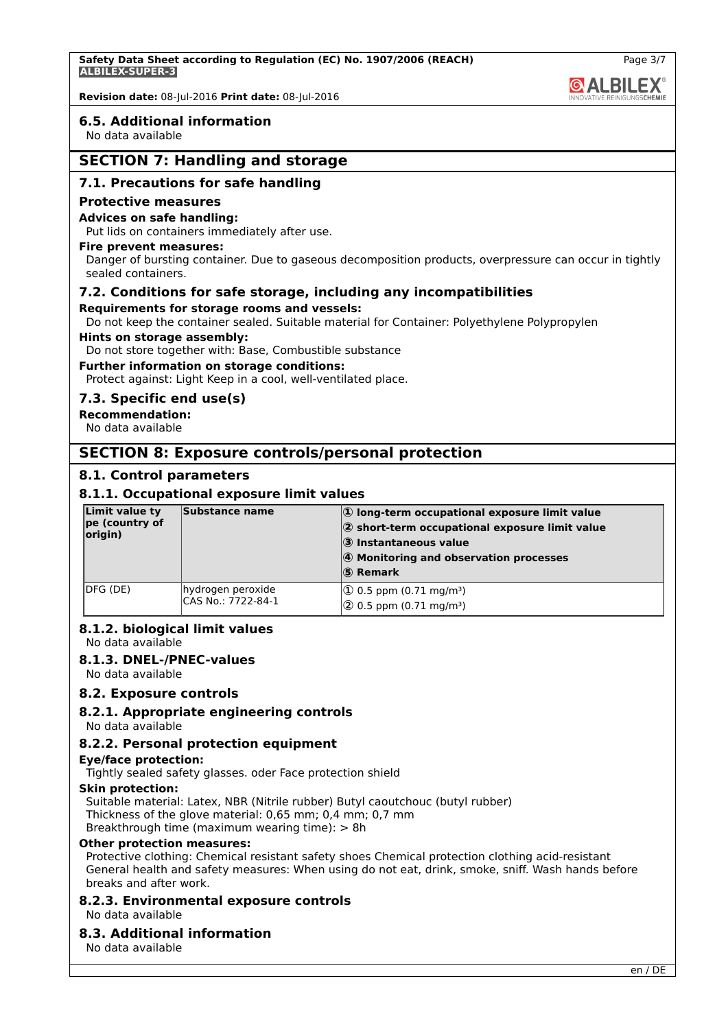### 6.5. Additional information

No data available

## SECTION 7: Handling and storage

### 7.1. Precautions for safe handling

**Protective measures**

**Advices on safe handling:**

Put lids on containers immediately after use.

**Fire prevent measures:**

Danger of bursting container. Due to gaseous decomposition products, overpressure can occur in tightly sealed containers.

### 7.2. Conditions for safe storage, including any incompatibilities

**Requirements for storage rooms and vessels:**

Do not keep the container sealed. Suitable material for Container: Polyethylene Polypropylen

**Hints on storage assembly:**

Do not store together with: Base, Combustible substance

**Further information on storage conditions:**

Protect against: Light Keep in a cool, well-ventilated place.

### 7.3. Specific end use(s)

**Recommendation:**

No data available

## SECTION 8: Exposure controls/personal protection

### 8.1. Control parameters

### 8.1.1. Occupational exposure limit values

| Limit value type (country of origin) | Substance name | ① long-term occupational exposure limit value<br>② short-term occupational exposure limit value<br>③ Instantaneous value<br>④ Monitoring and observation processes<br>⑤ Remark |
|---|---|---|
| DFG (DE) | hydrogen peroxide<br>CAS No.: 7722-84-1 | ① 0.5 ppm (0.71 mg/m³)<br>② 0.5 ppm (0.71 mg/m³) |

### 8.1.2. biological limit values

No data available

### 8.1.3. DNEL-/PNEC-values

No data available

### 8.2. Exposure controls

### 8.2.1. Appropriate engineering controls

No data available

### 8.2.2. Personal protection equipment

**Eye/face protection:**

Tightly sealed safety glasses. oder Face protection shield

**Skin protection:**

Suitable material: Latex, NBR (Nitrile rubber) Butyl caoutchouc (butyl rubber)
Thickness of the glove material: 0,65 mm; 0,4 mm; 0,7 mm
Breakthrough time (maximum wearing time): > 8h

**Other protection measures:**

Protective clothing: Chemical resistant safety shoes Chemical protection clothing acid-resistant
General health and safety measures: When using do not eat, drink, smoke, sniff. Wash hands before breaks and after work.

### 8.2.3. Environmental exposure controls

No data available

### 8.3. Additional information

No data available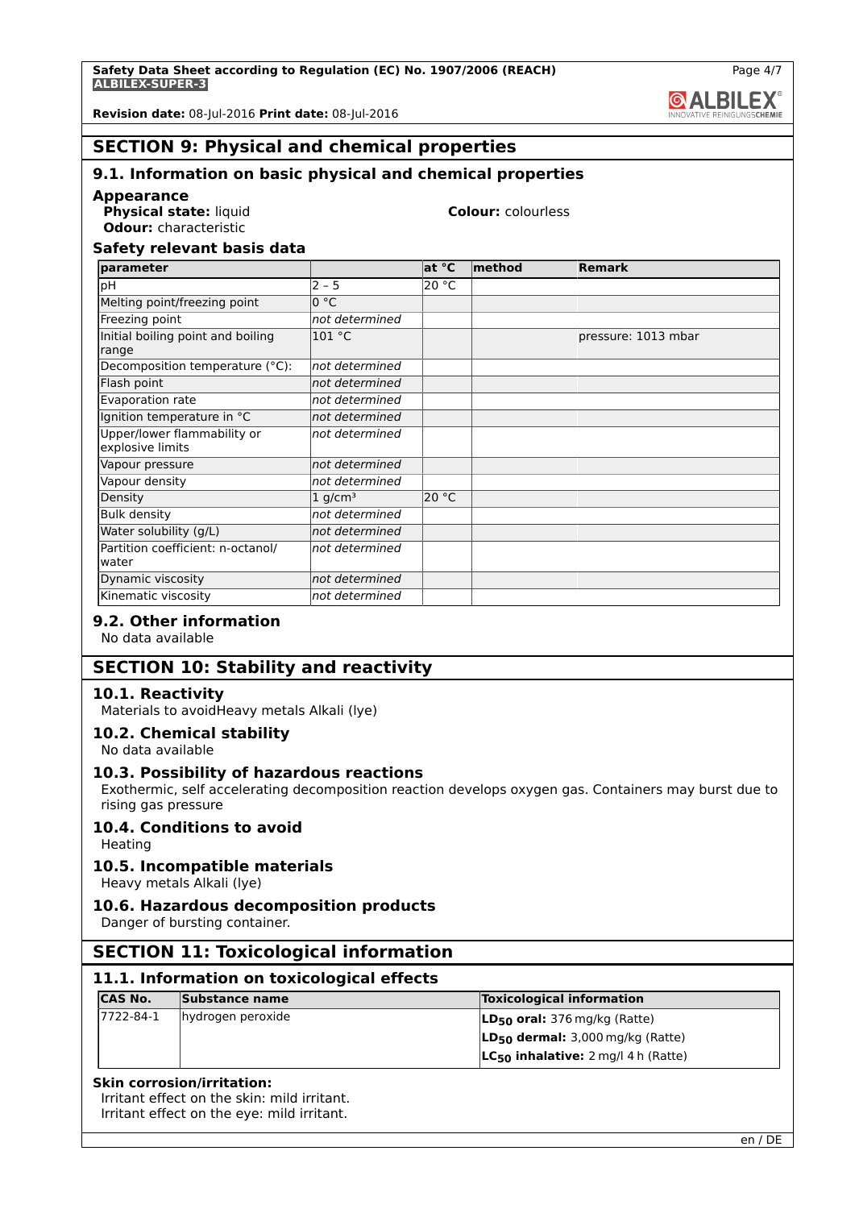## SECTION 9: Physical and chemical properties

### 9.1. Information on basic physical and chemical properties

**Appearance**

**Physical state:** liquid

**Colour:** colourless

**Odour:** characteristic

**Safety relevant basis data**

| parameter | | at °C | method | Remark |
|---|---|---|---|---|
| pH | 2 – 5 | 20 °C | | |
| Melting point/freezing point | 0 °C | | | |
| Freezing point | *not determined* | | | |
| Initial boiling point and boiling range | 101 °C | | | pressure: 1013 mbar |
| Decomposition temperature (°C): | *not determined* | | | |
| Flash point | *not determined* | | | |
| Evaporation rate | *not determined* | | | |
| Ignition temperature in °C | *not determined* | | | |
| Upper/lower flammability or explosive limits | *not determined* | | | |
| Vapour pressure | *not determined* | | | |
| Vapour density | *not determined* | | | |
| Density | 1 g/cm³ | 20 °C | | |
| Bulk density | *not determined* | | | |
| Water solubility (g/L) | *not determined* | | | |
| Partition coefficient: n-octanol/water | *not determined* | | | |
| Dynamic viscosity | *not determined* | | | |
| Kinematic viscosity | *not determined* | | | |

### 9.2. Other information

No data available

## SECTION 10: Stability and reactivity

### 10.1. Reactivity

Materials to avoidHeavy metals Alkali (lye)

### 10.2. Chemical stability

No data available

### 10.3. Possibility of hazardous reactions

Exothermic, self accelerating decomposition reaction develops oxygen gas. Containers may burst due to rising gas pressure

### 10.4. Conditions to avoid

Heating

### 10.5. Incompatible materials

Heavy metals Alkali (lye)

### 10.6. Hazardous decomposition products

Danger of bursting container.

## SECTION 11: Toxicological information

### 11.1. Information on toxicological effects

| CAS No. | Substance name | Toxicological information |
|---|---|---|
| 7722-84-1 | hydrogen peroxide | **$LD_{50}$ oral:** 376 mg/kg (Ratte) |
| | | **$LD_{50}$ dermal:** 3,000 mg/kg (Ratte) |
| | | **$LC_{50}$ inhalative:** 2 mg/l 4 h (Ratte) |

**Skin corrosion/irritation:**

Irritant effect on the skin: mild irritant.
Irritant effect on the eye: mild irritant.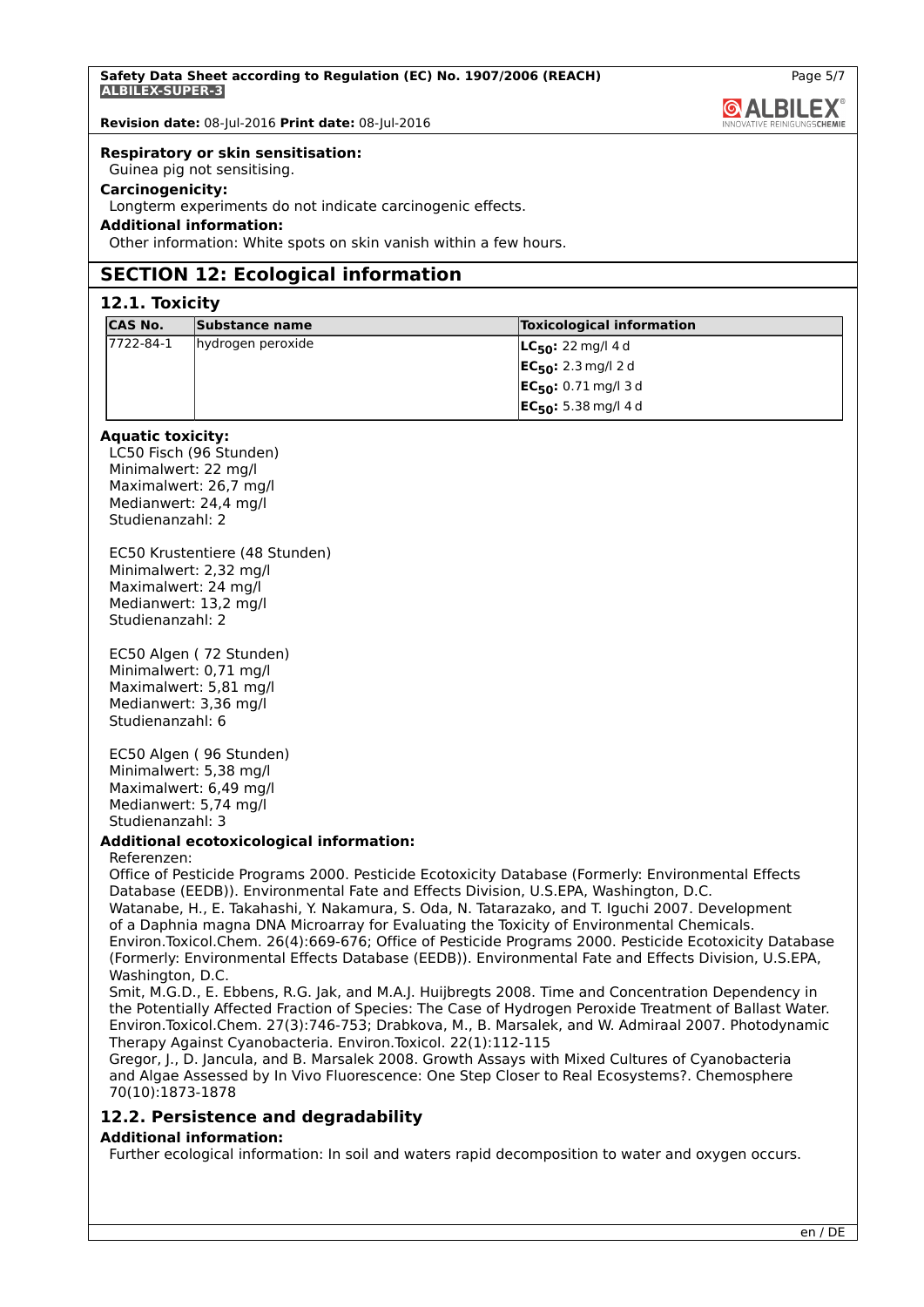**Respiratory or skin sensitisation:**
Guinea pig not sensitising.

**Carcinogenicity:**
Longterm experiments do not indicate carcinogenic effects.

**Additional information:**
Other information: White spots on skin vanish within a few hours.

# SECTION 12: Ecological information

## 12.1. Toxicity

| CAS No. | Substance name | Toxicological information |
|---|---|---|
| 7722-84-1 | hydrogen peroxide | $LC_{50}$: 22 mg/l 4 d |
| | | $EC_{50}$: 2.3 mg/l 2 d |
| | | $EC_{50}$: 0.71 mg/l 3 d |
| | | $EC_{50}$: 5.38 mg/l 4 d |

**Aquatic toxicity:**

LC50 Fisch (96 Stunden)
Minimalwert: 22 mg/l
Maximalwert: 26,7 mg/l
Medianwert: 24,4 mg/l
Studienanzahl: 2

EC50 Krustentiere (48 Stunden)
Minimalwert: 2,32 mg/l
Maximalwert: 24 mg/l
Medianwert: 13,2 mg/l
Studienanzahl: 2

EC50 Algen ( 72 Stunden)
Minimalwert: 0,71 mg/l
Maximalwert: 5,81 mg/l
Medianwert: 3,36 mg/l
Studienanzahl: 6

EC50 Algen ( 96 Stunden)
Minimalwert: 5,38 mg/l
Maximalwert: 6,49 mg/l
Medianwert: 5,74 mg/l
Studienanzahl: 3

**Additional ecotoxicological information:**

Referenzen:
Office of Pesticide Programs 2000. Pesticide Ecotoxicity Database (Formerly: Environmental Effects Database (EEDB)). Environmental Fate and Effects Division, U.S.EPA, Washington, D.C.
Watanabe, H., E. Takahashi, Y. Nakamura, S. Oda, N. Tatarazako, and T. Iguchi 2007. Development of a Daphnia magna DNA Microarray for Evaluating the Toxicity of Environmental Chemicals. Environ.Toxicol.Chem. 26(4):669-676; Office of Pesticide Programs 2000. Pesticide Ecotoxicity Database (Formerly: Environmental Effects Database (EEDB)). Environmental Fate and Effects Division, U.S.EPA, Washington, D.C.
Smit, M.G.D., E. Ebbens, R.G. Jak, and M.A.J. Huijbregts 2008. Time and Concentration Dependency in the Potentially Affected Fraction of Species: The Case of Hydrogen Peroxide Treatment of Ballast Water. Environ.Toxicol.Chem. 27(3):746-753; Drabkova, M., B. Marsalek, and W. Admiraal 2007. Photodynamic Therapy Against Cyanobacteria. Environ.Toxicol. 22(1):112-115
Gregor, J., D. Jancula, and B. Marsalek 2008. Growth Assays with Mixed Cultures of Cyanobacteria and Algae Assessed by In Vivo Fluorescence: One Step Closer to Real Ecosystems?. Chemosphere 70(10):1873-1878

## 12.2. Persistence and degradability

**Additional information:**
Further ecological information: In soil and waters rapid decomposition to water and oxygen occurs.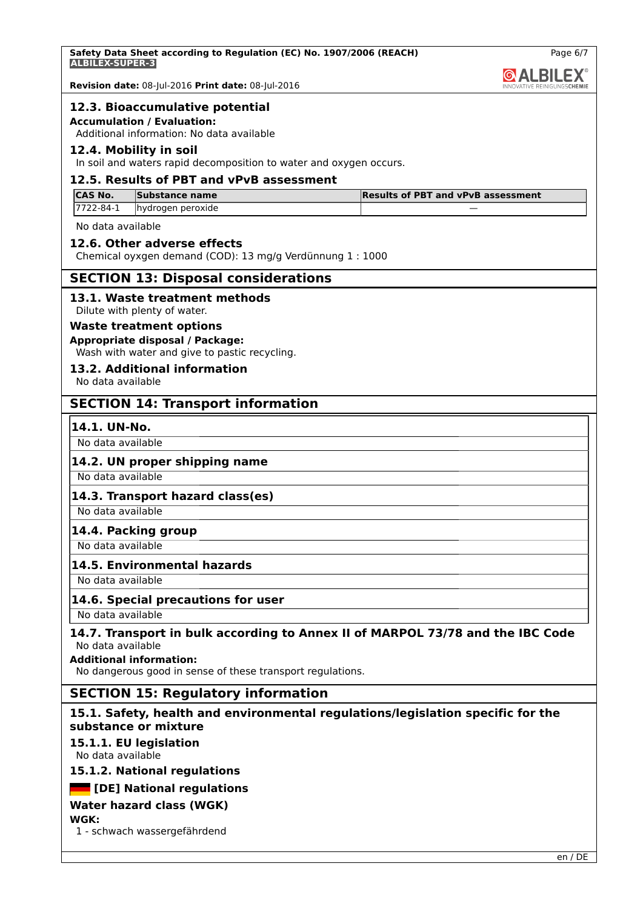### 12.3. Bioaccumulative potential

**Accumulation / Evaluation:**

Additional information: No data available

### 12.4. Mobility in soil

In soil and waters rapid decomposition to water and oxygen occurs.

### 12.5. Results of PBT and vPvB assessment

| CAS No. | Substance name | Results of PBT and vPvB assessment |
|---|---|---|
| 7722-84-1 | hydrogen peroxide | — |

No data available

### 12.6. Other adverse effects

Chemical oyxgen demand (COD): 13 mg/g Verdünnung 1 : 1000

## SECTION 13: Disposal considerations

### 13.1. Waste treatment methods

Dilute with plenty of water.

**Waste treatment options**

**Appropriate disposal / Package:**

Wash with water and give to pastic recycling.

### 13.2. Additional information

No data available

## SECTION 14: Transport information

### 14.1. UN-No.

No data available

### 14.2. UN proper shipping name

No data available

### 14.3. Transport hazard class(es)

No data available

### 14.4. Packing group

No data available

### 14.5. Environmental hazards

No data available

### 14.6. Special precautions for user

No data available

### 14.7. Transport in bulk according to Annex II of MARPOL 73/78 and the IBC Code

No data available

**Additional information:**

No dangerous good in sense of these transport regulations.

## SECTION 15: Regulatory information

### 15.1. Safety, health and environmental regulations/legislation specific for the substance or mixture

#### 15.1.1. EU legislation

No data available

#### 15.1.2. National regulations

**[DE] National regulations**

**Water hazard class (WGK)**

**WGK:**

1 - schwach wassergefährdend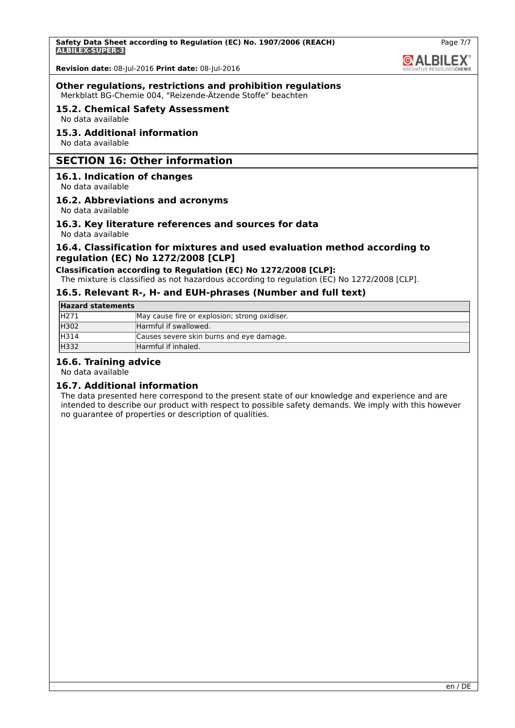**Other regulations, restrictions and prohibition regulations**

Merkblatt BG-Chemie 004, "Reizende-Ätzende Stoffe" beachten

### 15.2. Chemical Safety Assessment

No data available

### 15.3. Additional information

No data available

## SECTION 16: Other information

### 16.1. Indication of changes

No data available

### 16.2. Abbreviations and acronyms

No data available

### 16.3. Key literature references and sources for data

No data available

### 16.4. Classification for mixtures and used evaluation method according to regulation (EC) No 1272/2008 [CLP]

**Classification according to Regulation (EC) No 1272/2008 [CLP]:**

The mixture is classified as not hazardous according to regulation (EC) No 1272/2008 [CLP].

### 16.5. Relevant R-, H- and EUH-phrases (Number and full text)

| Hazard statements | |
|---|---|
| H271 | May cause fire or explosion; strong oxidiser. |
| H302 | Harmful if swallowed. |
| H314 | Causes severe skin burns and eye damage. |
| H332 | Harmful if inhaled. |

### 16.6. Training advice

No data available

### 16.7. Additional information

The data presented here correspond to the present state of our knowledge and experience and are intended to describe our product with respect to possible safety demands. We imply with this however no guarantee of properties or description of qualities.